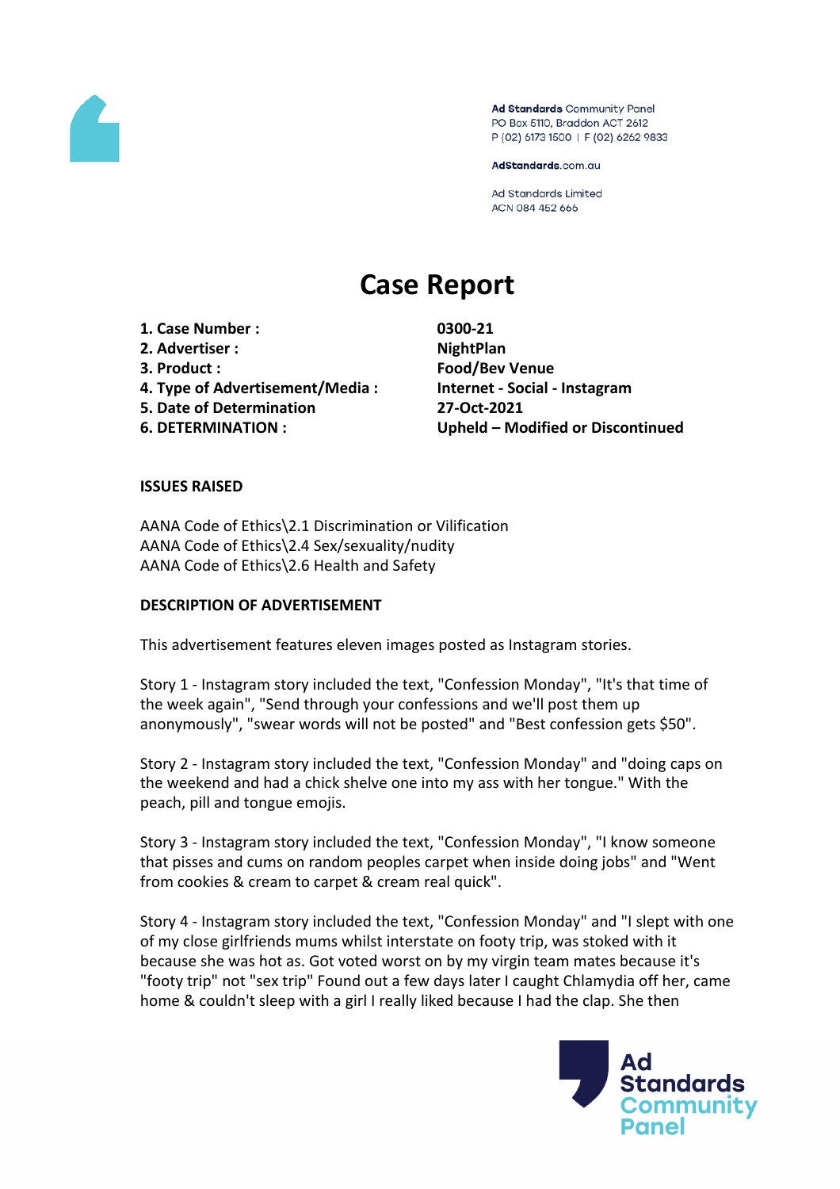Ad Standards Community Panel
PO Box 5110, Braddon ACT 2612
P (02) 6173 1500 | F (02) 6262 9833

AdStandards.com.au

Ad Standards Limited
ACN 084 452 666

# Case Report

| | |
|---|---|
| **1. Case Number :** | **0300-21** |
| **2. Advertiser :** | **NightPlan** |
| **3. Product :** | **Food/Bev Venue** |
| **4. Type of Advertisement/Media :** | **Internet - Social - Instagram** |
| **5. Date of Determination** | **27-Oct-2021** |
| **6. DETERMINATION :** | **Upheld – Modified or Discontinued** |

**ISSUES RAISED**

AANA Code of Ethics\2.1 Discrimination or Vilification
AANA Code of Ethics\2.4 Sex/sexuality/nudity
AANA Code of Ethics\2.6 Health and Safety

**DESCRIPTION OF ADVERTISEMENT**

This advertisement features eleven images posted as Instagram stories.

Story 1 - Instagram story included the text, "Confession Monday", "It's that time of the week again", "Send through your confessions and we'll post them up anonymously", "swear words will not be posted" and "Best confession gets $50".

Story 2 - Instagram story included the text, "Confession Monday" and "doing caps on the weekend and had a chick shelve one into my ass with her tongue." With the peach, pill and tongue emojis.

Story 3 - Instagram story included the text, "Confession Monday", "I know someone that pisses and cums on random peoples carpet when inside doing jobs" and "Went from cookies & cream to carpet & cream real quick".

Story 4 - Instagram story included the text, "Confession Monday" and "I slept with one of my close girlfriends mums whilst interstate on footy trip, was stoked with it because she was hot as. Got voted worst on by my virgin team mates because it's "footy trip" not "sex trip" Found out a few days later I caught Chlamydia off her, came home & couldn't sleep with a girl I really liked because I had the clap. She then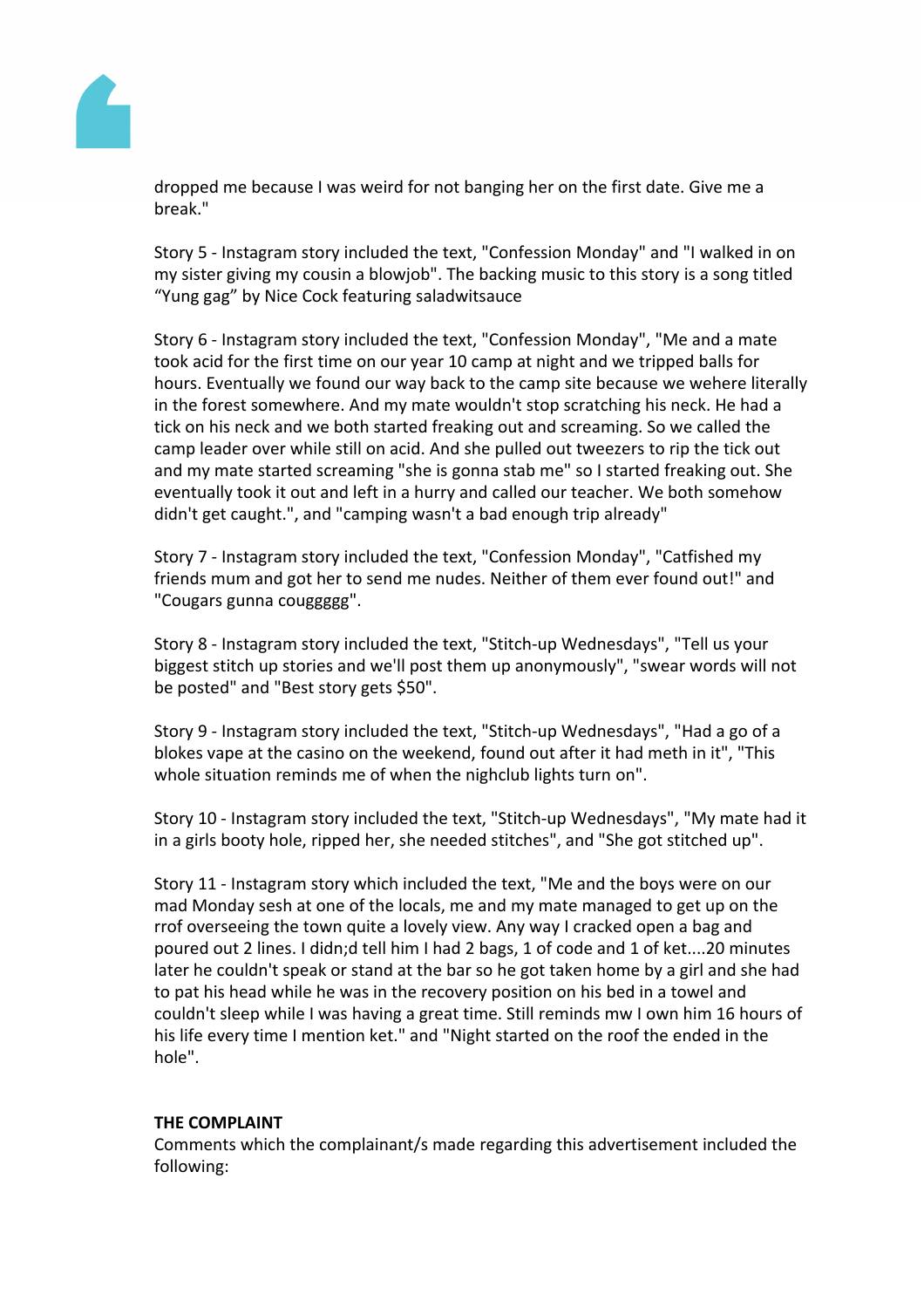dropped me because I was weird for not banging her on the first date. Give me a break."

Story 5 - Instagram story included the text, "Confession Monday" and "I walked in on my sister giving my cousin a blowjob". The backing music to this story is a song titled “Yung gag” by Nice Cock featuring saladwitsauce

Story 6 - Instagram story included the text, "Confession Monday", "Me and a mate took acid for the first time on our year 10 camp at night and we tripped balls for hours. Eventually we found our way back to the camp site because we wehere literally in the forest somewhere. And my mate wouldn't stop scratching his neck. He had a tick on his neck and we both started freaking out and screaming. So we called the camp leader over while still on acid. And she pulled out tweezers to rip the tick out and my mate started screaming "she is gonna stab me" so I started freaking out. She eventually took it out and left in a hurry and called our teacher. We both somehow didn't get caught.", and "camping wasn't a bad enough trip already"

Story 7 - Instagram story included the text, "Confession Monday", "Catfished my friends mum and got her to send me nudes. Neither of them ever found out!" and "Cougars gunna couggggg".

Story 8 - Instagram story included the text, "Stitch-up Wednesdays", "Tell us your biggest stitch up stories and we'll post them up anonymously", "swear words will not be posted" and "Best story gets $50".

Story 9 - Instagram story included the text, "Stitch-up Wednesdays", "Had a go of a blokes vape at the casino on the weekend, found out after it had meth in it", "This whole situation reminds me of when the nighclub lights turn on".

Story 10 - Instagram story included the text, "Stitch-up Wednesdays", "My mate had it in a girls booty hole, ripped her, she needed stitches", and "She got stitched up".

Story 11 - Instagram story which included the text, "Me and the boys were on our mad Monday sesh at one of the locals, me and my mate managed to get up on the rrof overseeing the town quite a lovely view. Any way I cracked open a bag and poured out 2 lines. I didn;d tell him I had 2 bags, 1 of code and 1 of ket....20 minutes later he couldn't speak or stand at the bar so he got taken home by a girl and she had to pat his head while he was in the recovery position on his bed in a towel and couldn't sleep while I was having a great time. Still reminds mw I own him 16 hours of his life every time I mention ket." and "Night started on the roof the ended in the hole".

**THE COMPLAINT**

Comments which the complainant/s made regarding this advertisement included the following: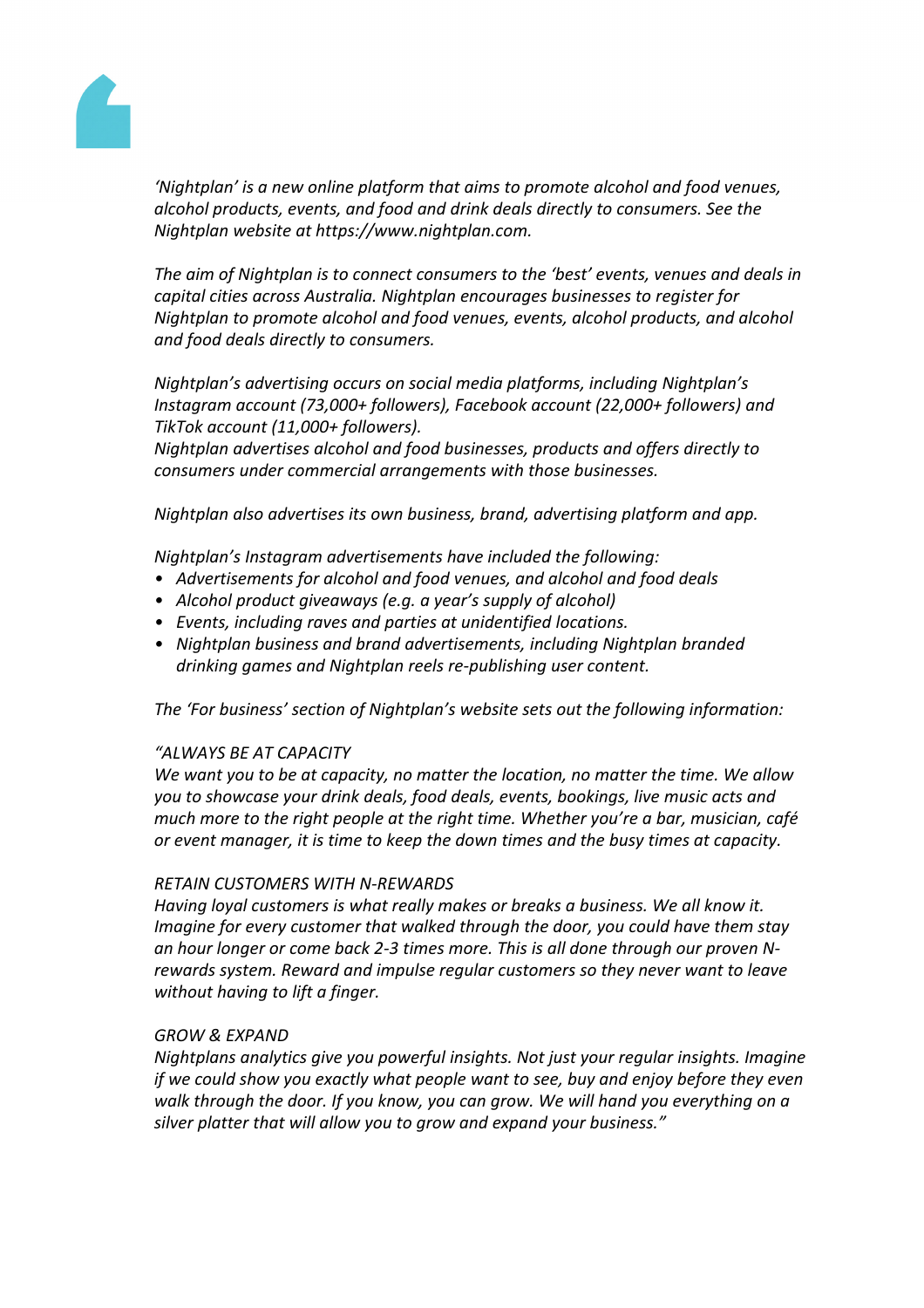*'Nightplan' is a new online platform that aims to promote alcohol and food venues, alcohol products, events, and food and drink deals directly to consumers. See the Nightplan website at https://www.nightplan.com.*

*The aim of Nightplan is to connect consumers to the 'best' events, venues and deals in capital cities across Australia. Nightplan encourages businesses to register for Nightplan to promote alcohol and food venues, events, alcohol products, and alcohol and food deals directly to consumers.*

*Nightplan's advertising occurs on social media platforms, including Nightplan's Instagram account (73,000+ followers), Facebook account (22,000+ followers) and TikTok account (11,000+ followers).*
*Nightplan advertises alcohol and food businesses, products and offers directly to consumers under commercial arrangements with those businesses.*

*Nightplan also advertises its own business, brand, advertising platform and app.*

*Nightplan's Instagram advertisements have included the following:*

- *Advertisements for alcohol and food venues, and alcohol and food deals*
- *Alcohol product giveaways (e.g. a year's supply of alcohol)*
- *Events, including raves and parties at unidentified locations.*
- *Nightplan business and brand advertisements, including Nightplan branded drinking games and Nightplan reels re-publishing user content.*

*The 'For business' section of Nightplan's website sets out the following information:*

*"ALWAYS BE AT CAPACITY*
*We want you to be at capacity, no matter the location, no matter the time. We allow you to showcase your drink deals, food deals, events, bookings, live music acts and much more to the right people at the right time. Whether you're a bar, musician, café or event manager, it is time to keep the down times and the busy times at capacity.*

*RETAIN CUSTOMERS WITH N-REWARDS*
*Having loyal customers is what really makes or breaks a business. We all know it. Imagine for every customer that walked through the door, you could have them stay an hour longer or come back 2-3 times more. This is all done through our proven N-rewards system. Reward and impulse regular customers so they never want to leave without having to lift a finger.*

*GROW & EXPAND*
*Nightplans analytics give you powerful insights. Not just your regular insights. Imagine if we could show you exactly what people want to see, buy and enjoy before they even walk through the door. If you know, you can grow. We will hand you everything on a silver platter that will allow you to grow and expand your business."*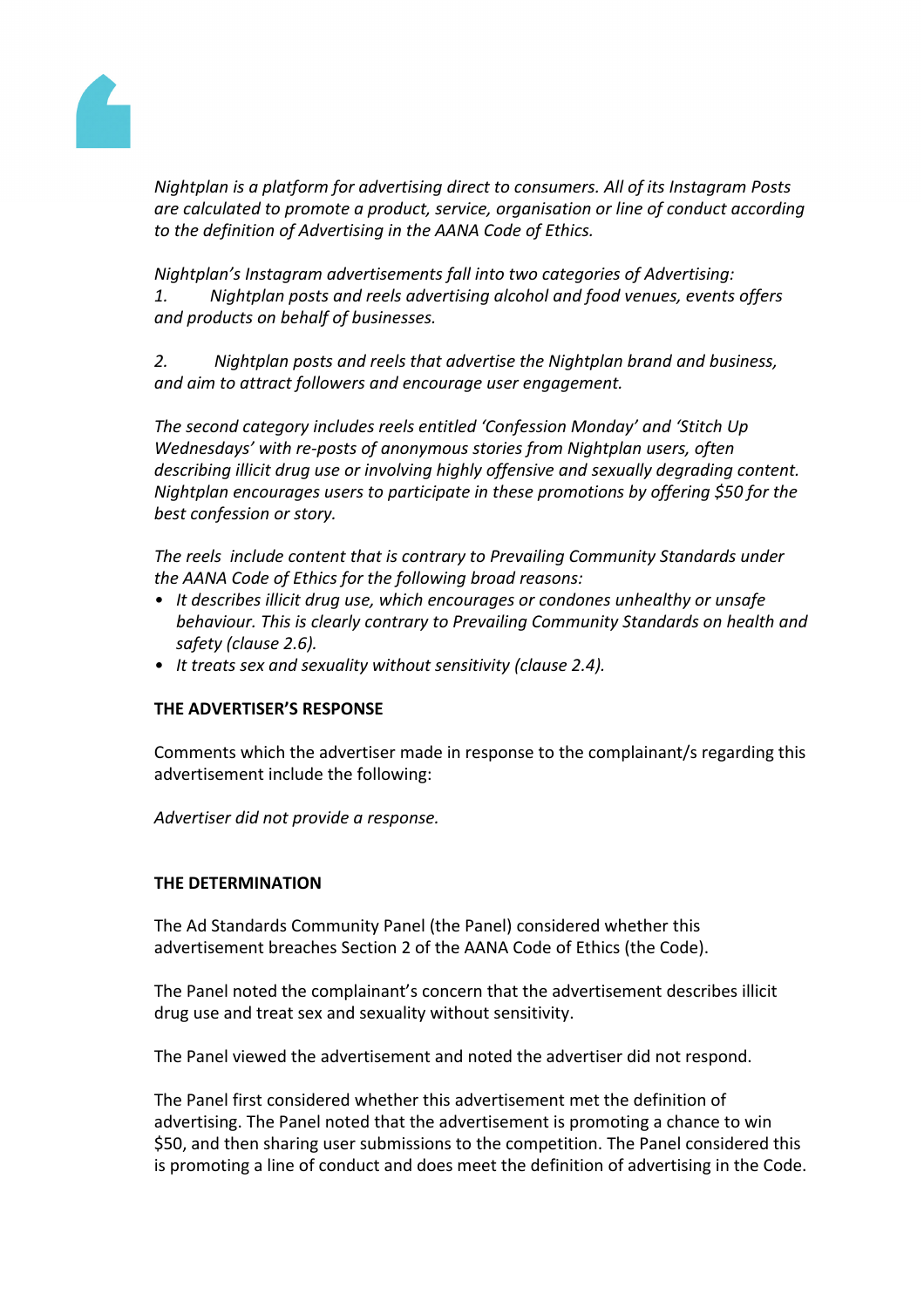*Nightplan is a platform for advertising direct to consumers. All of its Instagram Posts are calculated to promote a product, service, organisation or line of conduct according to the definition of Advertising in the AANA Code of Ethics.*

*Nightplan's Instagram advertisements fall into two categories of Advertising:*
*1. Nightplan posts and reels advertising alcohol and food venues, events offers and products on behalf of businesses.*

*2. Nightplan posts and reels that advertise the Nightplan brand and business, and aim to attract followers and encourage user engagement.*

*The second category includes reels entitled 'Confession Monday' and 'Stitch Up Wednesdays' with re-posts of anonymous stories from Nightplan users, often describing illicit drug use or involving highly offensive and sexually degrading content. Nightplan encourages users to participate in these promotions by offering $50 for the best confession or story.*

*The reels include content that is contrary to Prevailing Community Standards under the AANA Code of Ethics for the following broad reasons:*
- *It describes illicit drug use, which encourages or condones unhealthy or unsafe behaviour. This is clearly contrary to Prevailing Community Standards on health and safety (clause 2.6).*
- *It treats sex and sexuality without sensitivity (clause 2.4).*

**THE ADVERTISER'S RESPONSE**

Comments which the advertiser made in response to the complainant/s regarding this advertisement include the following:

*Advertiser did not provide a response.*

**THE DETERMINATION**

The Ad Standards Community Panel (the Panel) considered whether this advertisement breaches Section 2 of the AANA Code of Ethics (the Code).

The Panel noted the complainant's concern that the advertisement describes illicit drug use and treat sex and sexuality without sensitivity.

The Panel viewed the advertisement and noted the advertiser did not respond.

The Panel first considered whether this advertisement met the definition of advertising. The Panel noted that the advertisement is promoting a chance to win $50, and then sharing user submissions to the competition. The Panel considered this is promoting a line of conduct and does meet the definition of advertising in the Code.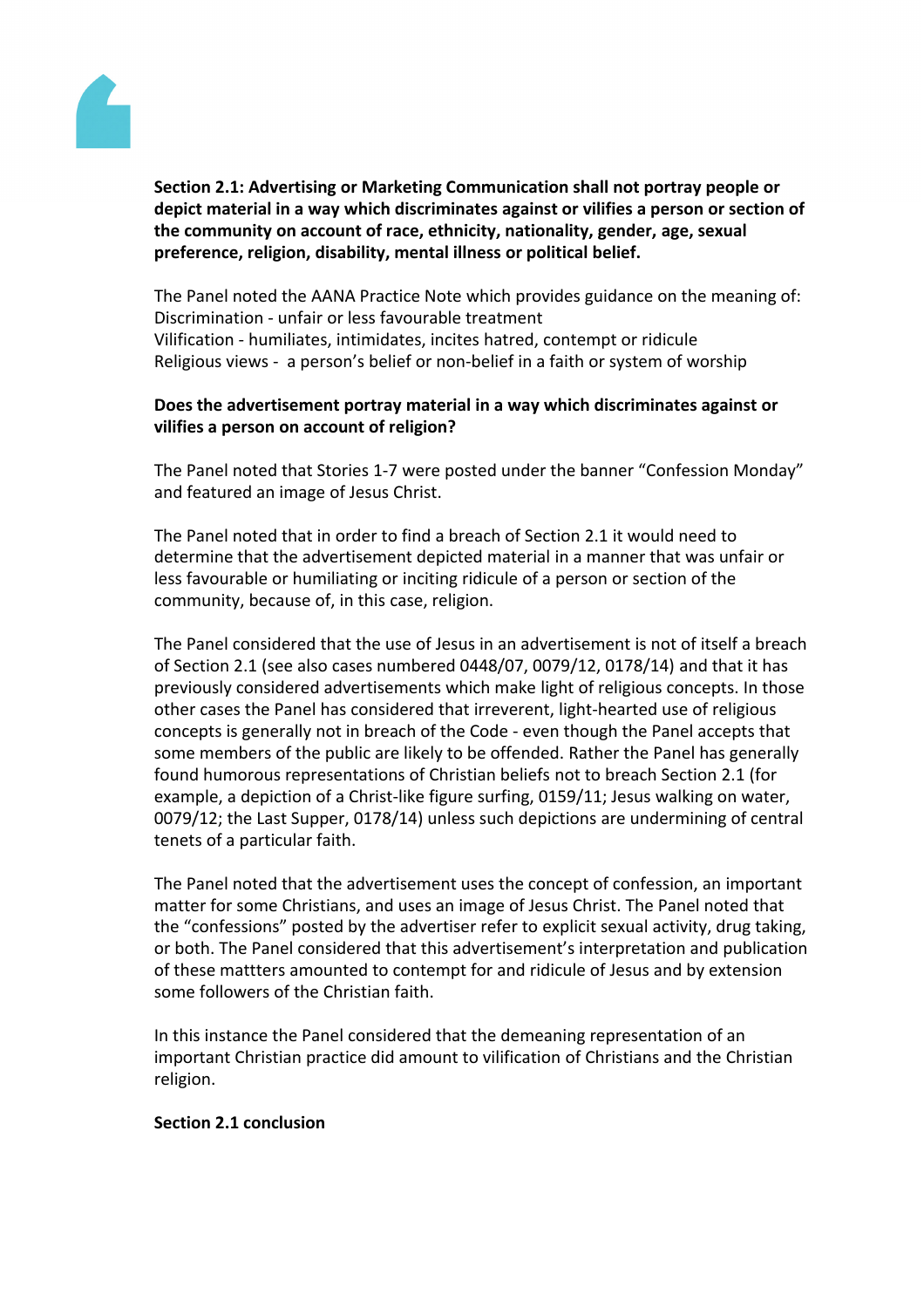**Section 2.1: Advertising or Marketing Communication shall not portray people or depict material in a way which discriminates against or vilifies a person or section of the community on account of race, ethnicity, nationality, gender, age, sexual preference, religion, disability, mental illness or political belief.**

The Panel noted the AANA Practice Note which provides guidance on the meaning of:
Discrimination - unfair or less favourable treatment
Vilification - humiliates, intimidates, incites hatred, contempt or ridicule
Religious views - a person's belief or non-belief in a faith or system of worship

**Does the advertisement portray material in a way which discriminates against or vilifies a person on account of religion?**

The Panel noted that Stories 1-7 were posted under the banner "Confession Monday" and featured an image of Jesus Christ.

The Panel noted that in order to find a breach of Section 2.1 it would need to determine that the advertisement depicted material in a manner that was unfair or less favourable or humiliating or inciting ridicule of a person or section of the community, because of, in this case, religion.

The Panel considered that the use of Jesus in an advertisement is not of itself a breach of Section 2.1 (see also cases numbered 0448/07, 0079/12, 0178/14) and that it has previously considered advertisements which make light of religious concepts. In those other cases the Panel has considered that irreverent, light-hearted use of religious concepts is generally not in breach of the Code - even though the Panel accepts that some members of the public are likely to be offended. Rather the Panel has generally found humorous representations of Christian beliefs not to breach Section 2.1 (for example, a depiction of a Christ-like figure surfing, 0159/11; Jesus walking on water, 0079/12; the Last Supper, 0178/14) unless such depictions are undermining of central tenets of a particular faith.

The Panel noted that the advertisement uses the concept of confession, an important matter for some Christians, and uses an image of Jesus Christ. The Panel noted that the "confessions" posted by the advertiser refer to explicit sexual activity, drug taking, or both. The Panel considered that this advertisement's interpretation and publication of these mattters amounted to contempt for and ridicule of Jesus and by extension some followers of the Christian faith.

In this instance the Panel considered that the demeaning representation of an important Christian practice did amount to vilification of Christians and the Christian religion.

**Section 2.1 conclusion**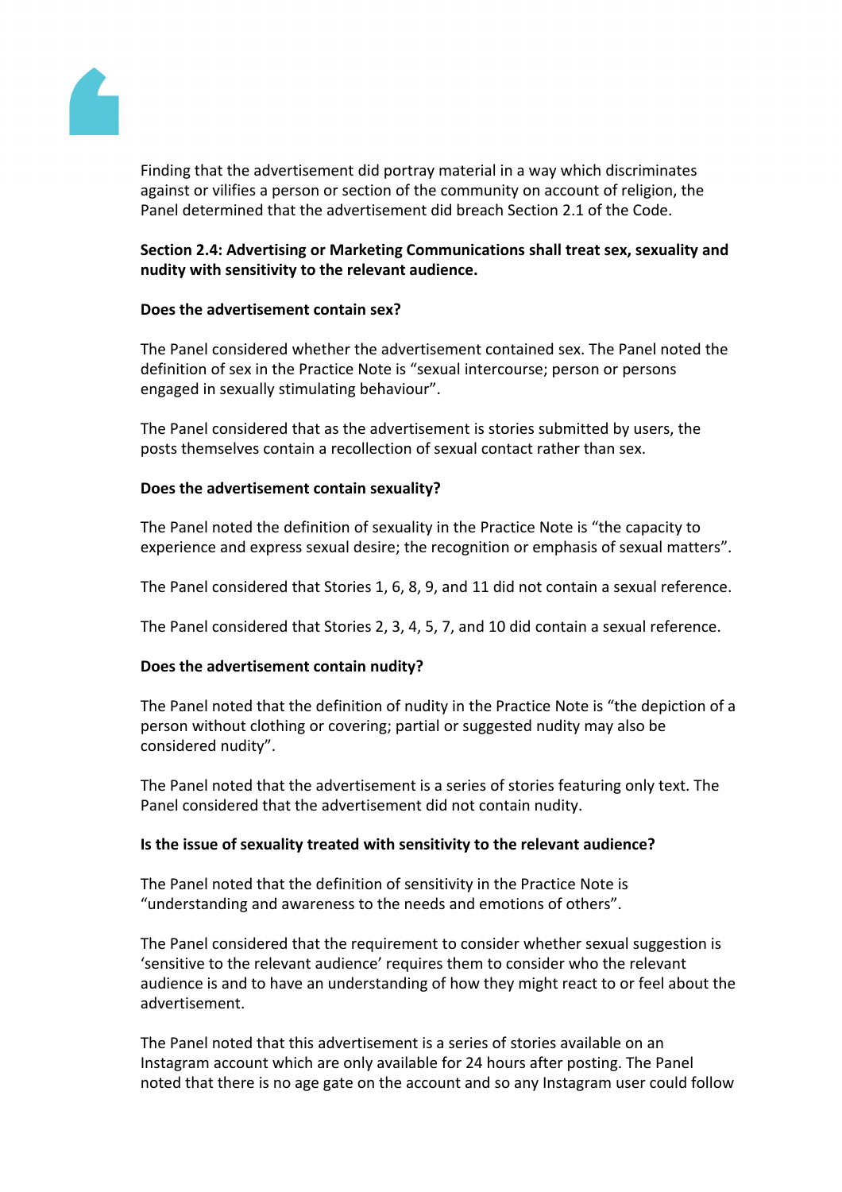Finding that the advertisement did portray material in a way which discriminates against or vilifies a person or section of the community on account of religion, the Panel determined that the advertisement did breach Section 2.1 of the Code.

**Section 2.4: Advertising or Marketing Communications shall treat sex, sexuality and nudity with sensitivity to the relevant audience.**

**Does the advertisement contain sex?**

The Panel considered whether the advertisement contained sex. The Panel noted the definition of sex in the Practice Note is “sexual intercourse; person or persons engaged in sexually stimulating behaviour”.

The Panel considered that as the advertisement is stories submitted by users, the posts themselves contain a recollection of sexual contact rather than sex.

**Does the advertisement contain sexuality?**

The Panel noted the definition of sexuality in the Practice Note is “the capacity to experience and express sexual desire; the recognition or emphasis of sexual matters”.

The Panel considered that Stories 1, 6, 8, 9, and 11 did not contain a sexual reference.

The Panel considered that Stories 2, 3, 4, 5, 7, and 10 did contain a sexual reference.

**Does the advertisement contain nudity?**

The Panel noted that the definition of nudity in the Practice Note is “the depiction of a person without clothing or covering; partial or suggested nudity may also be considered nudity”.

The Panel noted that the advertisement is a series of stories featuring only text. The Panel considered that the advertisement did not contain nudity.

**Is the issue of sexuality treated with sensitivity to the relevant audience?**

The Panel noted that the definition of sensitivity in the Practice Note is “understanding and awareness to the needs and emotions of others”.

The Panel considered that the requirement to consider whether sexual suggestion is ‘sensitive to the relevant audience’ requires them to consider who the relevant audience is and to have an understanding of how they might react to or feel about the advertisement.

The Panel noted that this advertisement is a series of stories available on an Instagram account which are only available for 24 hours after posting. The Panel noted that there is no age gate on the account and so any Instagram user could follow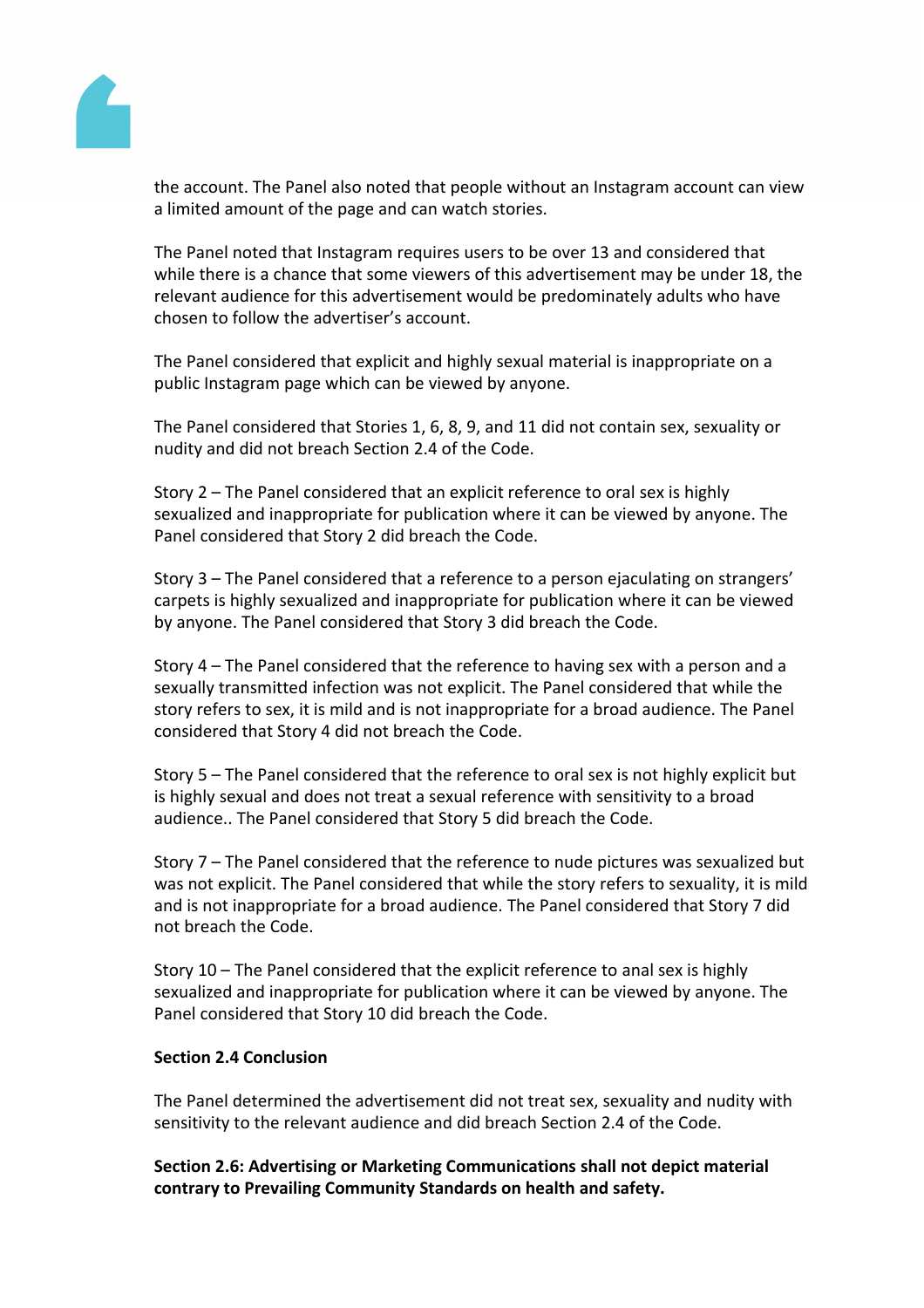the account. The Panel also noted that people without an Instagram account can view a limited amount of the page and can watch stories.

The Panel noted that Instagram requires users to be over 13 and considered that while there is a chance that some viewers of this advertisement may be under 18, the relevant audience for this advertisement would be predominately adults who have chosen to follow the advertiser's account.

The Panel considered that explicit and highly sexual material is inappropriate on a public Instagram page which can be viewed by anyone.

The Panel considered that Stories 1, 6, 8, 9, and 11 did not contain sex, sexuality or nudity and did not breach Section 2.4 of the Code.

Story 2 – The Panel considered that an explicit reference to oral sex is highly sexualized and inappropriate for publication where it can be viewed by anyone. The Panel considered that Story 2 did breach the Code.

Story 3 – The Panel considered that a reference to a person ejaculating on strangers' carpets is highly sexualized and inappropriate for publication where it can be viewed by anyone. The Panel considered that Story 3 did breach the Code.

Story 4 – The Panel considered that the reference to having sex with a person and a sexually transmitted infection was not explicit. The Panel considered that while the story refers to sex, it is mild and is not inappropriate for a broad audience. The Panel considered that Story 4 did not breach the Code.

Story 5 – The Panel considered that the reference to oral sex is not highly explicit but is highly sexual and does not treat a sexual reference with sensitivity to a broad audience.. The Panel considered that Story 5 did breach the Code.

Story 7 – The Panel considered that the reference to nude pictures was sexualized but was not explicit. The Panel considered that while the story refers to sexuality, it is mild and is not inappropriate for a broad audience. The Panel considered that Story 7 did not breach the Code.

Story 10 – The Panel considered that the explicit reference to anal sex is highly sexualized and inappropriate for publication where it can be viewed by anyone. The Panel considered that Story 10 did breach the Code.

**Section 2.4 Conclusion**

The Panel determined the advertisement did not treat sex, sexuality and nudity with sensitivity to the relevant audience and did breach Section 2.4 of the Code.

**Section 2.6: Advertising or Marketing Communications shall not depict material contrary to Prevailing Community Standards on health and safety.**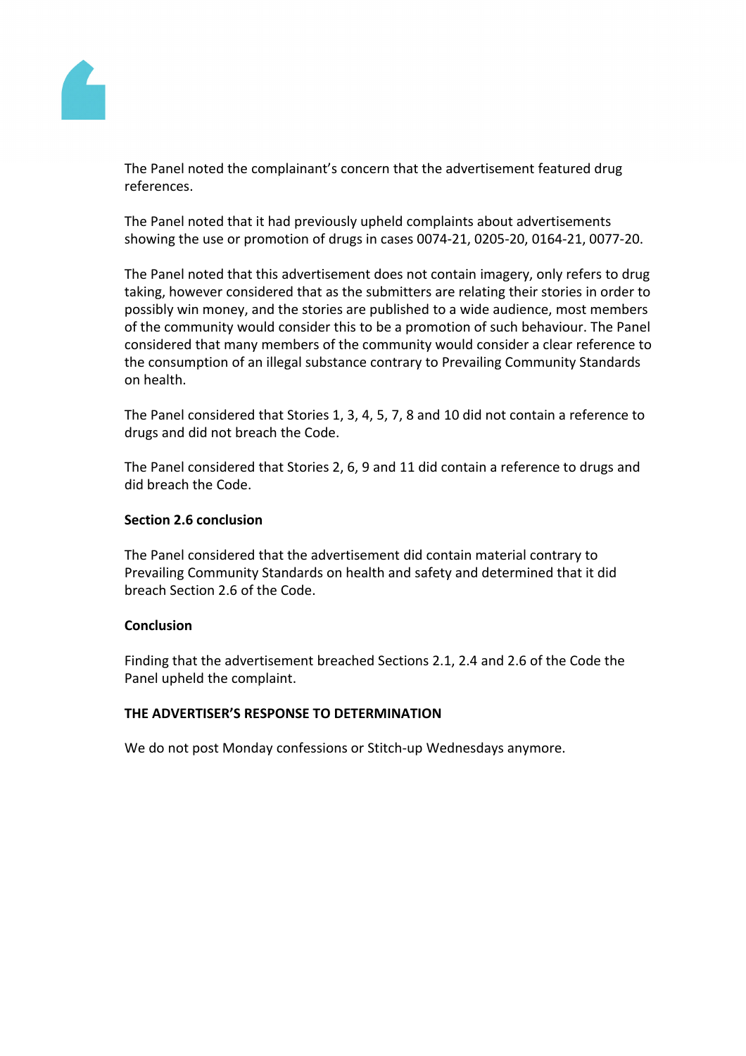The Panel noted the complainant's concern that the advertisement featured drug references.

The Panel noted that it had previously upheld complaints about advertisements showing the use or promotion of drugs in cases 0074-21, 0205-20, 0164-21, 0077-20.

The Panel noted that this advertisement does not contain imagery, only refers to drug taking, however considered that as the submitters are relating their stories in order to possibly win money, and the stories are published to a wide audience, most members of the community would consider this to be a promotion of such behaviour. The Panel considered that many members of the community would consider a clear reference to the consumption of an illegal substance contrary to Prevailing Community Standards on health.

The Panel considered that Stories 1, 3, 4, 5, 7, 8 and 10 did not contain a reference to drugs and did not breach the Code.

The Panel considered that Stories 2, 6, 9 and 11 did contain a reference to drugs and did breach the Code.

**Section 2.6 conclusion**

The Panel considered that the advertisement did contain material contrary to Prevailing Community Standards on health and safety and determined that it did breach Section 2.6 of the Code.

**Conclusion**

Finding that the advertisement breached Sections 2.1, 2.4 and 2.6 of the Code the Panel upheld the complaint.

**THE ADVERTISER'S RESPONSE TO DETERMINATION**

We do not post Monday confessions or Stitch-up Wednesdays anymore.